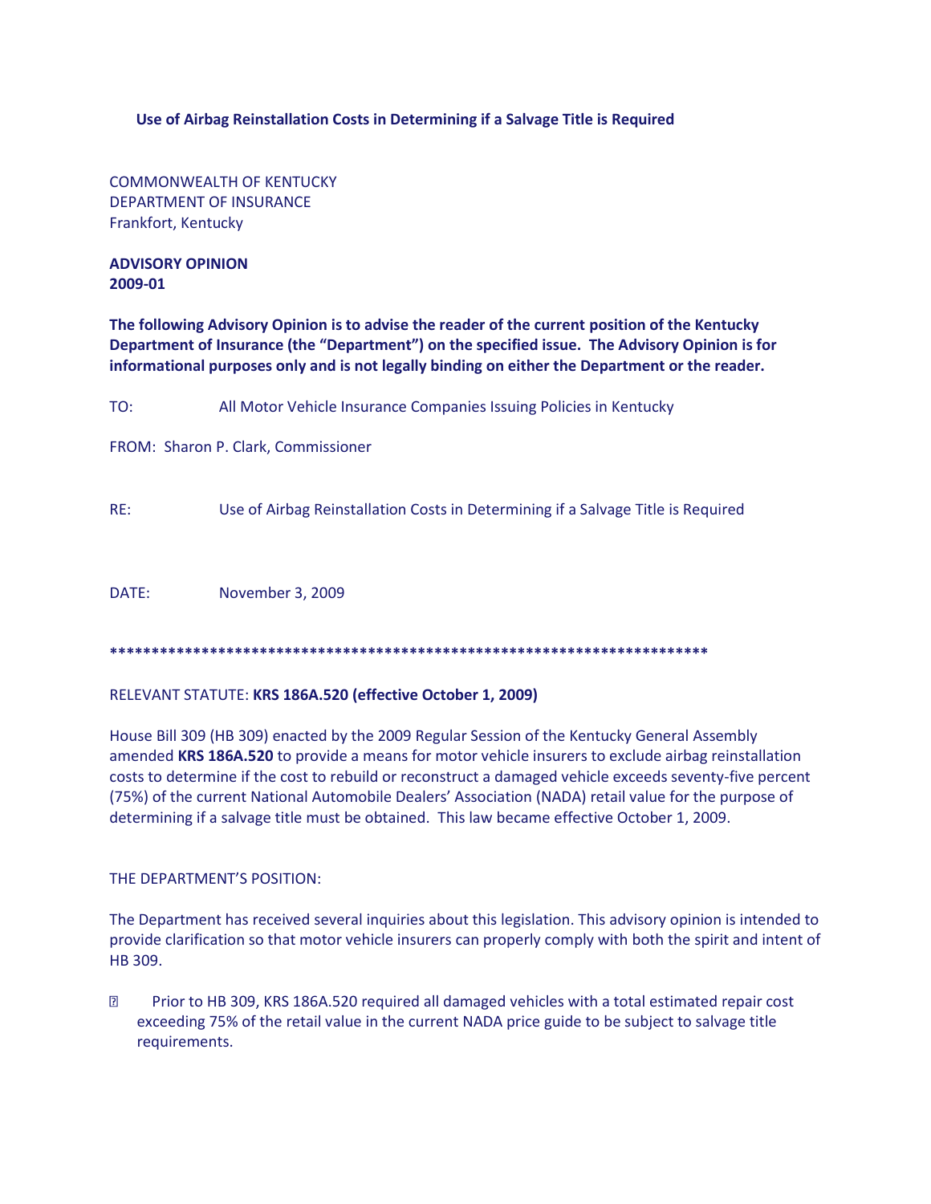**Use of Airbag Reinstallation Costs in Determining if a Salvage Title is Required**

COMMONWEALTH OF KENTUCKY
DEPARTMENT OF INSURANCE
Frankfort, Kentucky

**ADVISORY OPINION**
**2009-01**

**The following Advisory Opinion is to advise the reader of the current position of the Kentucky Department of Insurance (the "Department") on the specified issue. The Advisory Opinion is for informational purposes only and is not legally binding on either the Department or the reader.**

TO: All Motor Vehicle Insurance Companies Issuing Policies in Kentucky

FROM: Sharon P. Clark, Commissioner

RE: Use of Airbag Reinstallation Costs in Determining if a Salvage Title is Required

DATE: November 3, 2009

**************************************************************************

RELEVANT STATUTE: **KRS 186A.520 (effective October 1, 2009)**

House Bill 309 (HB 309) enacted by the 2009 Regular Session of the Kentucky General Assembly amended **KRS 186A.520** to provide a means for motor vehicle insurers to exclude airbag reinstallation costs to determine if the cost to rebuild or reconstruct a damaged vehicle exceeds seventy-five percent (75%) of the current National Automobile Dealers' Association (NADA) retail value for the purpose of determining if a salvage title must be obtained. This law became effective October 1, 2009.

THE DEPARTMENT'S POSITION:

The Department has received several inquiries about this legislation. This advisory opinion is intended to provide clarification so that motor vehicle insurers can properly comply with both the spirit and intent of HB 309.

- Prior to HB 309, KRS 186A.520 required all damaged vehicles with a total estimated repair cost exceeding 75% of the retail value in the current NADA price guide to be subject to salvage title requirements.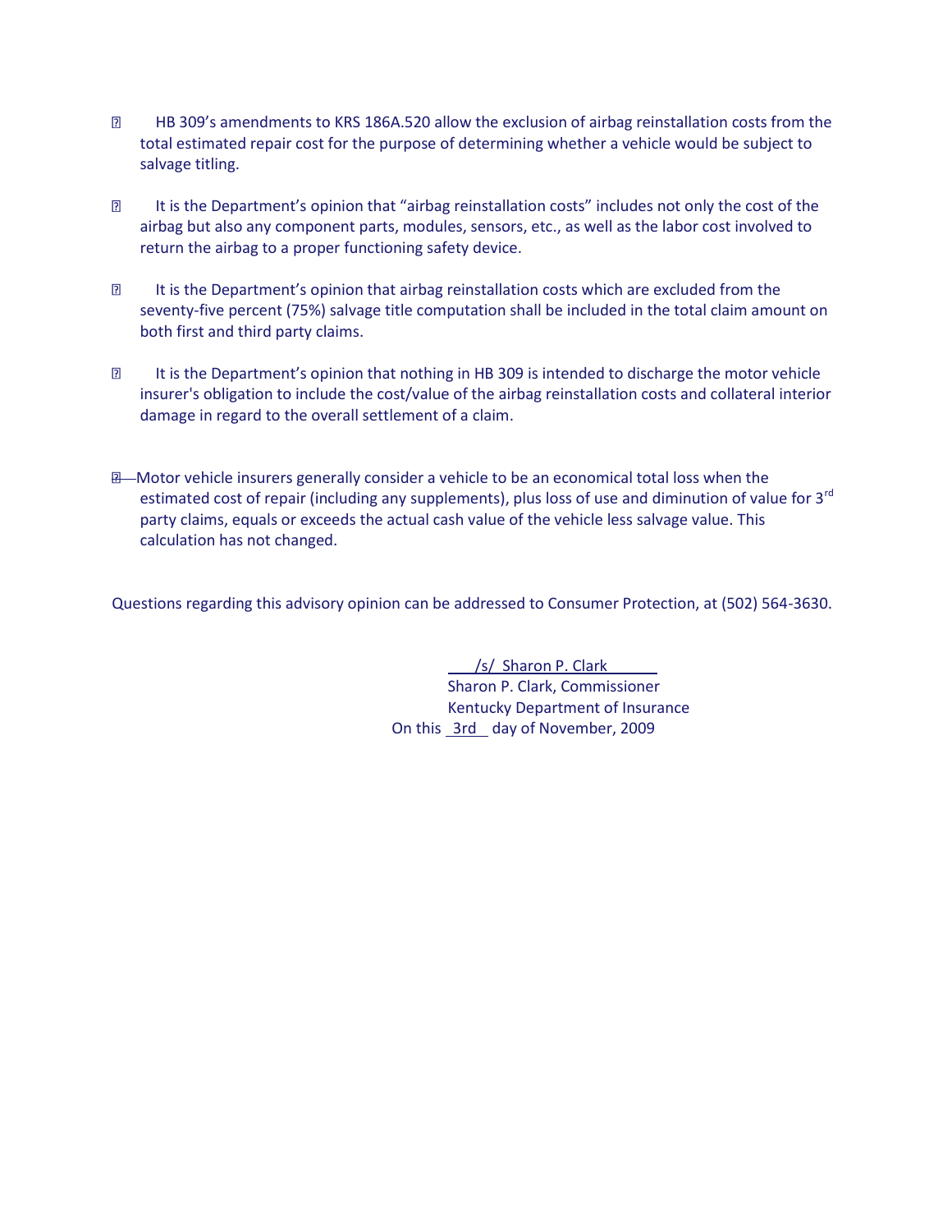- HB 309's amendments to KRS 186A.520 allow the exclusion of airbag reinstallation costs from the total estimated repair cost for the purpose of determining whether a vehicle would be subject to salvage titling.

- It is the Department's opinion that "airbag reinstallation costs" includes not only the cost of the airbag but also any component parts, modules, sensors, etc., as well as the labor cost involved to return the airbag to a proper functioning safety device.

- It is the Department's opinion that airbag reinstallation costs which are excluded from the seventy-five percent (75%) salvage title computation shall be included in the total claim amount on both first and third party claims.

- It is the Department's opinion that nothing in HB 309 is intended to discharge the motor vehicle insurer's obligation to include the cost/value of the airbag reinstallation costs and collateral interior damage in regard to the overall settlement of a claim.

- Motor vehicle insurers generally consider a vehicle to be an economical total loss when the estimated cost of repair (including any supplements), plus loss of use and diminution of value for 3rd party claims, equals or exceeds the actual cash value of the vehicle less salvage value. This calculation has not changed.

Questions regarding this advisory opinion can be addressed to Consumer Protection, at (502) 564-3630.

/s/ Sharon P. Clark
Sharon P. Clark, Commissioner
Kentucky Department of Insurance
On this 3rd day of November, 2009